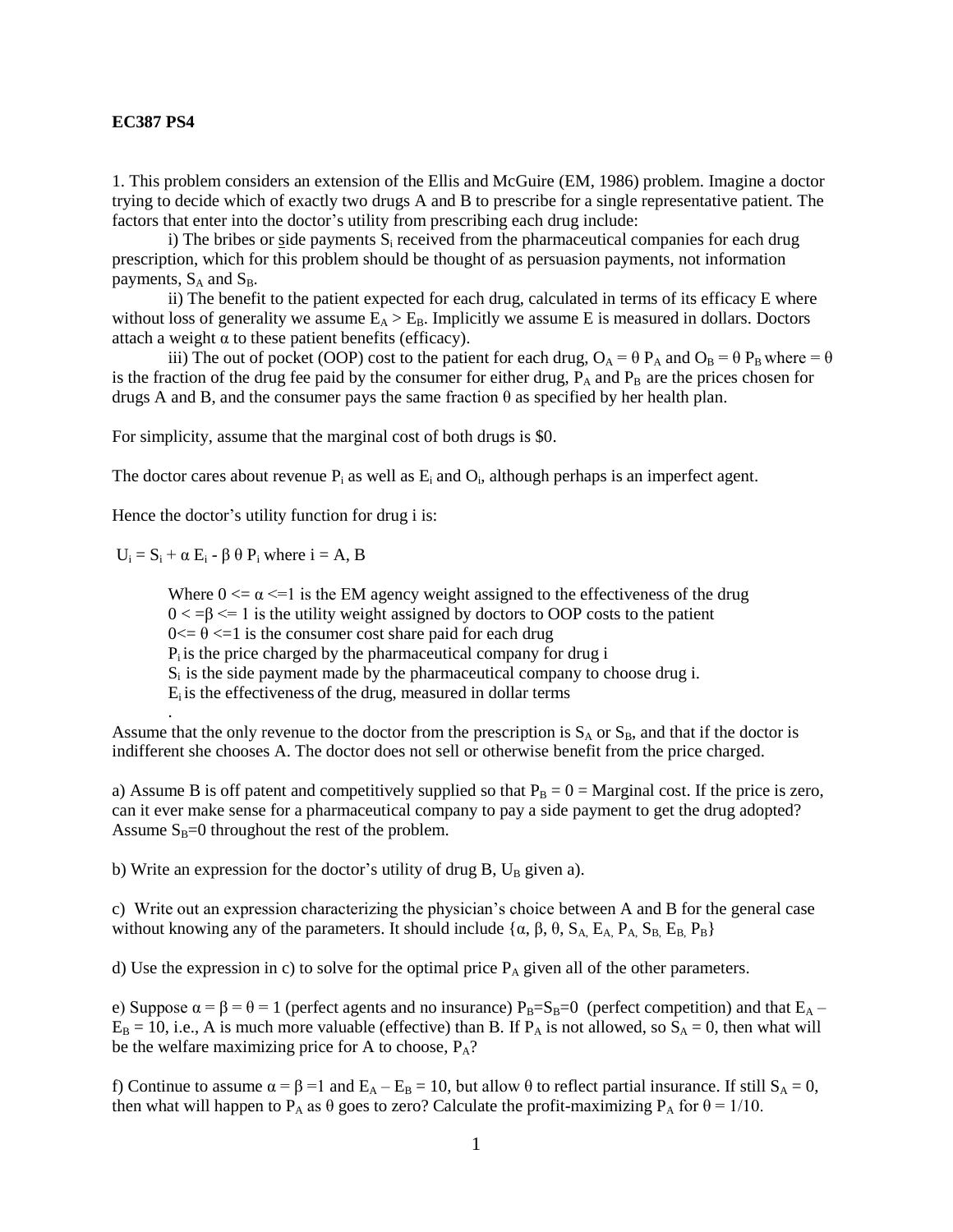**EC387 PS4**

1. This problem considers an extension of the Ellis and McGuire (EM, 1986) problem. Imagine a doctor trying to decide which of exactly two drugs A and B to prescribe for a single representative patient. The factors that enter into the doctor's utility from prescribing each drug include:

i) The bribes or side payments $S_i$ received from the pharmaceutical companies for each drug prescription, which for this problem should be thought of as persuasion payments, not information payments, $S_A$ and $S_B$.

ii) The benefit to the patient expected for each drug, calculated in terms of its efficacy E where without loss of generality we assume $E_A > E_B$. Implicitly we assume E is measured in dollars. Doctors attach a weight α to these patient benefits (efficacy).

iii) The out of pocket (OOP) cost to the patient for each drug, $O_A = \theta P_A$ and $O_B = \theta P_B$ where = θ is the fraction of the drug fee paid by the consumer for either drug, $P_A$ and $P_B$ are the prices chosen for drugs A and B, and the consumer pays the same fraction θ as specified by her health plan.

For simplicity, assume that the marginal cost of both drugs is \$0.

The doctor cares about revenue $P_i$ as well as $E_i$ and $O_i$, although perhaps is an imperfect agent.

Hence the doctor's utility function for drug i is:

$U_i = S_i + \alpha E_i - \beta \theta P_i$ where i = A, B

Where $0 <= \alpha <=1$ is the EM agency weight assigned to the effectiveness of the drug
$0 < =\beta <= 1$ is the utility weight assigned by doctors to OOP costs to the patient
$0<= \theta <=1$ is the consumer cost share paid for each drug
$P_i$ is the price charged by the pharmaceutical company for drug i
$S_i$ is the side payment made by the pharmaceutical company to choose drug i.
$E_i$ is the effectiveness of the drug, measured in dollar terms
.

Assume that the only revenue to the doctor from the prescription is $S_A$ or $S_B$, and that if the doctor is indifferent she chooses A. The doctor does not sell or otherwise benefit from the price charged.

a) Assume B is off patent and competitively supplied so that $P_B = 0$ = Marginal cost. If the price is zero, can it ever make sense for a pharmaceutical company to pay a side payment to get the drug adopted? Assume $S_B$=0 throughout the rest of the problem.

b) Write an expression for the doctor's utility of drug B, $U_B$ given a).

c) Write out an expression characterizing the physician's choice between A and B for the general case without knowing any of the parameters. It should include {α, β, θ, $S_A$, $E_A$, $P_A$, $S_B$, $E_B$, $P_B$}

d) Use the expression in c) to solve for the optimal price $P_A$ given all of the other parameters.

e) Suppose α = β = θ = 1 (perfect agents and no insurance) $P_B$=$S_B$=0 (perfect competition) and that $E_A - E_B = 10$, i.e., A is much more valuable (effective) than B. If $P_A$ is not allowed, so $S_A = 0$, then what will be the welfare maximizing price for A to choose, $P_A$?

f) Continue to assume α = β =1 and $E_A - E_B = 10$, but allow θ to reflect partial insurance. If still $S_A = 0$, then what will happen to $P_A$ as θ goes to zero? Calculate the profit-maximizing $P_A$ for θ = 1/10.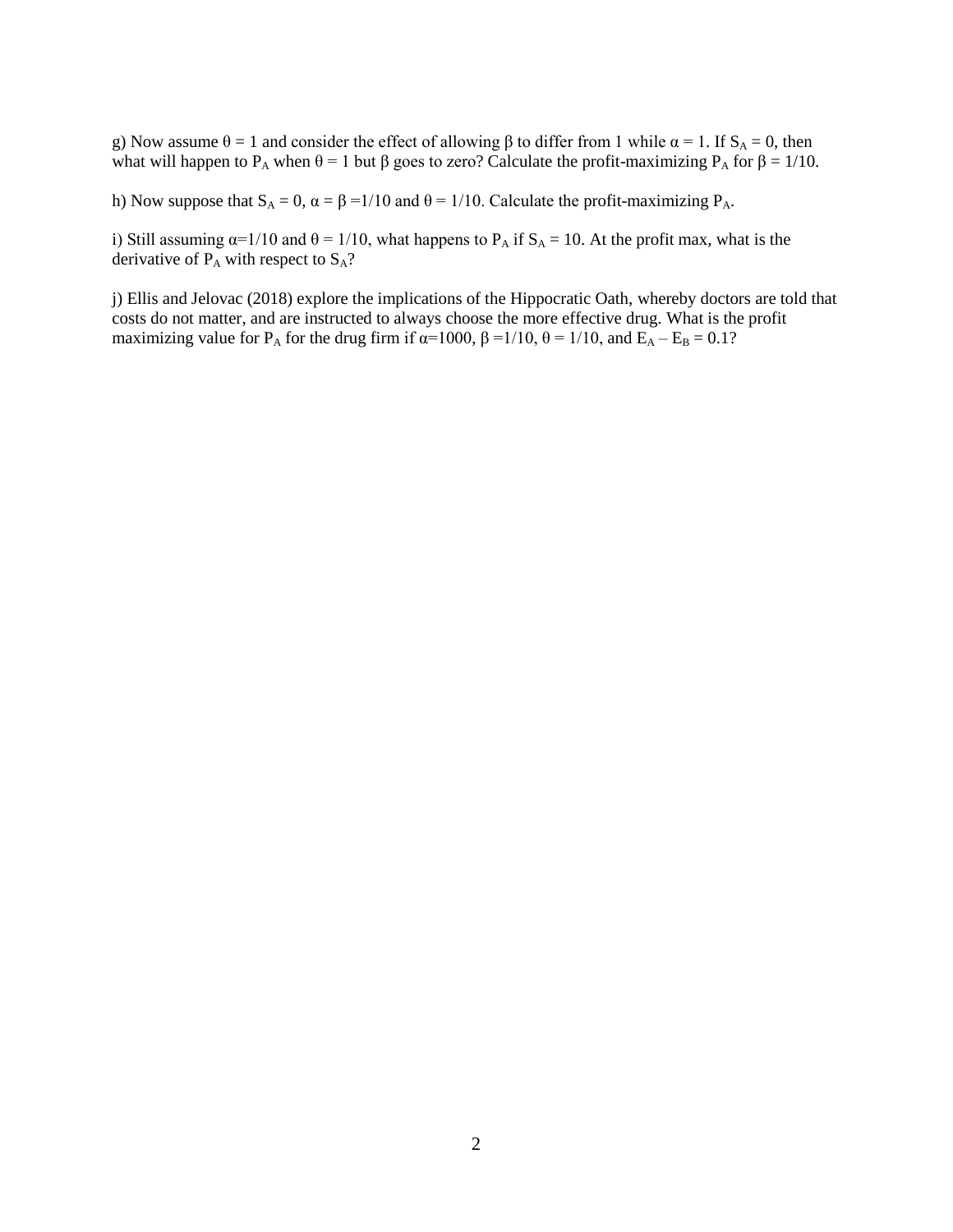g) Now assume $\theta = 1$ and consider the effect of allowing $\beta$ to differ from 1 while $\alpha = 1$. If $S_A = 0$, then what will happen to $P_A$ when $\theta = 1$ but $\beta$ goes to zero? Calculate the profit-maximizing $P_A$ for $\beta = 1/10$.

h) Now suppose that $S_A = 0$, $\alpha = \beta = 1/10$ and $\theta = 1/10$. Calculate the profit-maximizing $P_A$.

i) Still assuming $\alpha = 1/10$ and $\theta = 1/10$, what happens to $P_A$ if $S_A = 10$. At the profit max, what is the derivative of $P_A$ with respect to $S_A$?

j) Ellis and Jelovac (2018) explore the implications of the Hippocratic Oath, whereby doctors are told that costs do not matter, and are instructed to always choose the more effective drug. What is the profit maximizing value for $P_A$ for the drug firm if $\alpha = 1000$, $\beta = 1/10$, $\theta = 1/10$, and $E_A - E_B = 0.1$?